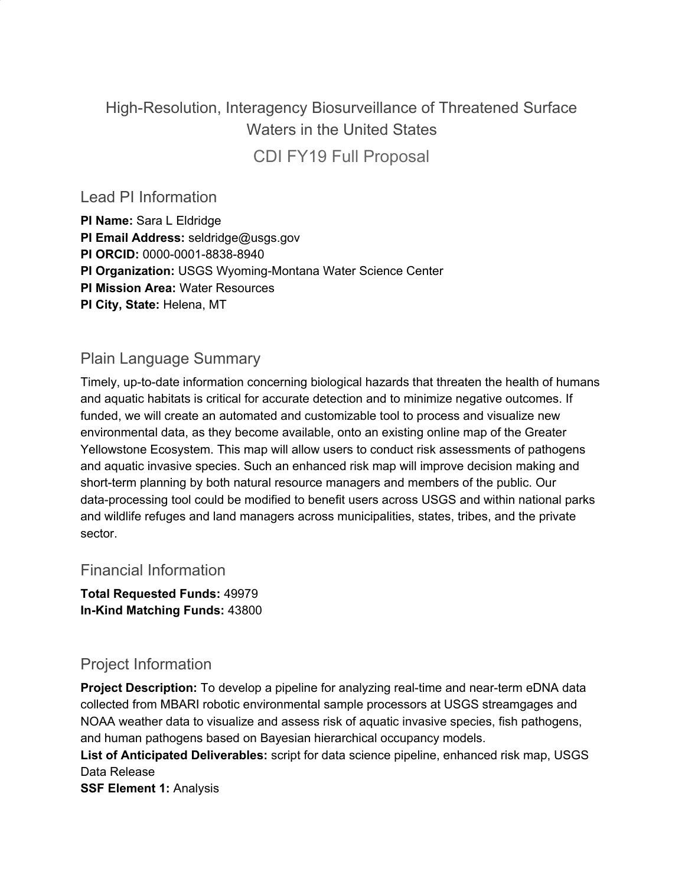# High-Resolution, Interagency Biosurveillance of Threatened Surface Waters in the United States

## CDI FY19 Full Proposal

## Lead PI Information

**PI Name:** Sara L Eldridge
**PI Email Address:** seldridge@usgs.gov
**PI ORCID:** 0000-0001-8838-8940
**PI Organization:** USGS Wyoming-Montana Water Science Center
**PI Mission Area:** Water Resources
**PI City, State:** Helena, MT

## Plain Language Summary

Timely, up-to-date information concerning biological hazards that threaten the health of humans and aquatic habitats is critical for accurate detection and to minimize negative outcomes. If funded, we will create an automated and customizable tool to process and visualize new environmental data, as they become available, onto an existing online map of the Greater Yellowstone Ecosystem. This map will allow users to conduct risk assessments of pathogens and aquatic invasive species. Such an enhanced risk map will improve decision making and short-term planning by both natural resource managers and members of the public. Our data-processing tool could be modified to benefit users across USGS and within national parks and wildlife refuges and land managers across municipalities, states, tribes, and the private sector.

## Financial Information

**Total Requested Funds:** 49979
**In-Kind Matching Funds:** 43800

## Project Information

**Project Description:** To develop a pipeline for analyzing real-time and near-term eDNA data collected from MBARI robotic environmental sample processors at USGS streamgages and NOAA weather data to visualize and assess risk of aquatic invasive species, fish pathogens, and human pathogens based on Bayesian hierarchical occupancy models.
**List of Anticipated Deliverables:** script for data science pipeline, enhanced risk map, USGS Data Release
**SSF Element 1:** Analysis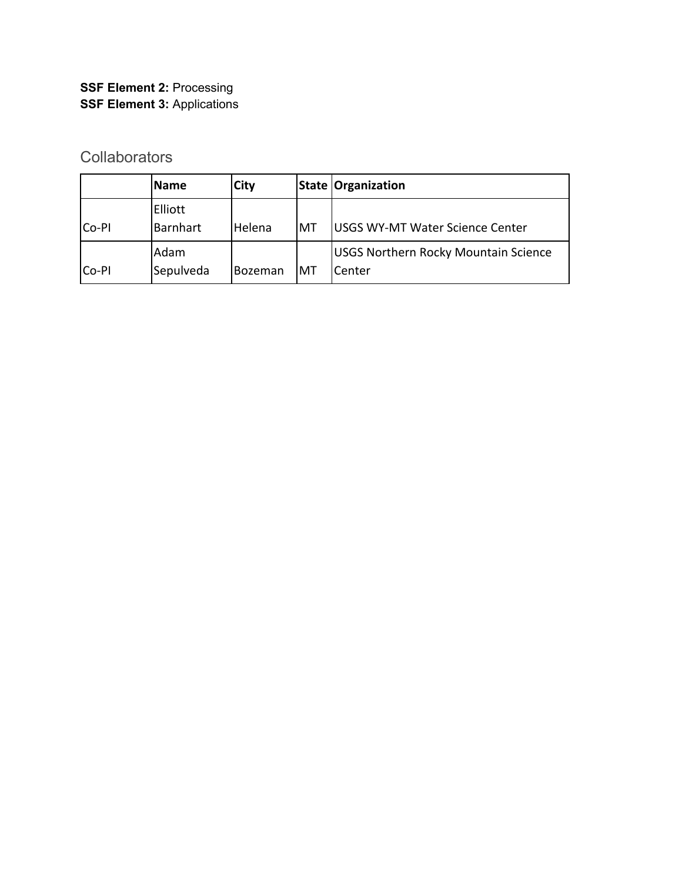**SSF Element 2:** Processing
**SSF Element 3:** Applications

## Collaborators

| | Name | City | State | Organization |
|---|---|---|---|---|
| Co-PI | Elliott Barnhart | Helena | MT | USGS WY-MT Water Science Center |
| Co-PI | Adam Sepulveda | Bozeman | MT | USGS Northern Rocky Mountain Science Center |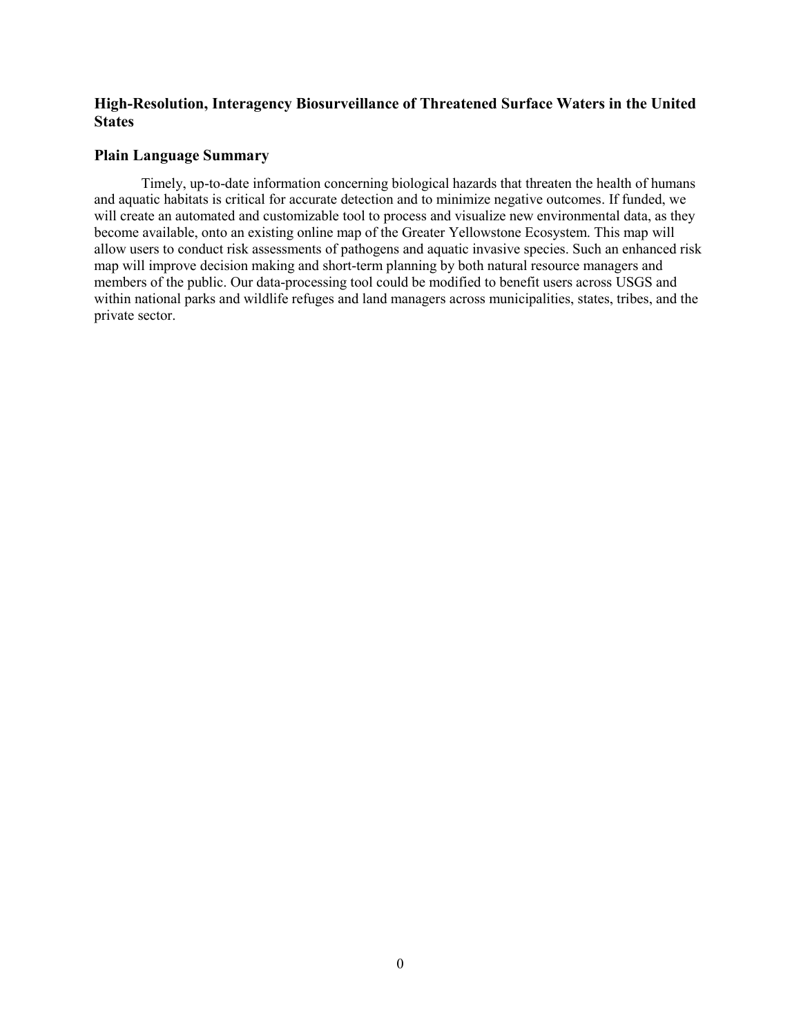## High-Resolution, Interagency Biosurveillance of Threatened Surface Waters in the United States

## Plain Language Summary

Timely, up-to-date information concerning biological hazards that threaten the health of humans and aquatic habitats is critical for accurate detection and to minimize negative outcomes. If funded, we will create an automated and customizable tool to process and visualize new environmental data, as they become available, onto an existing online map of the Greater Yellowstone Ecosystem. This map will allow users to conduct risk assessments of pathogens and aquatic invasive species. Such an enhanced risk map will improve decision making and short-term planning by both natural resource managers and members of the public. Our data-processing tool could be modified to benefit users across USGS and within national parks and wildlife refuges and land managers across municipalities, states, tribes, and the private sector.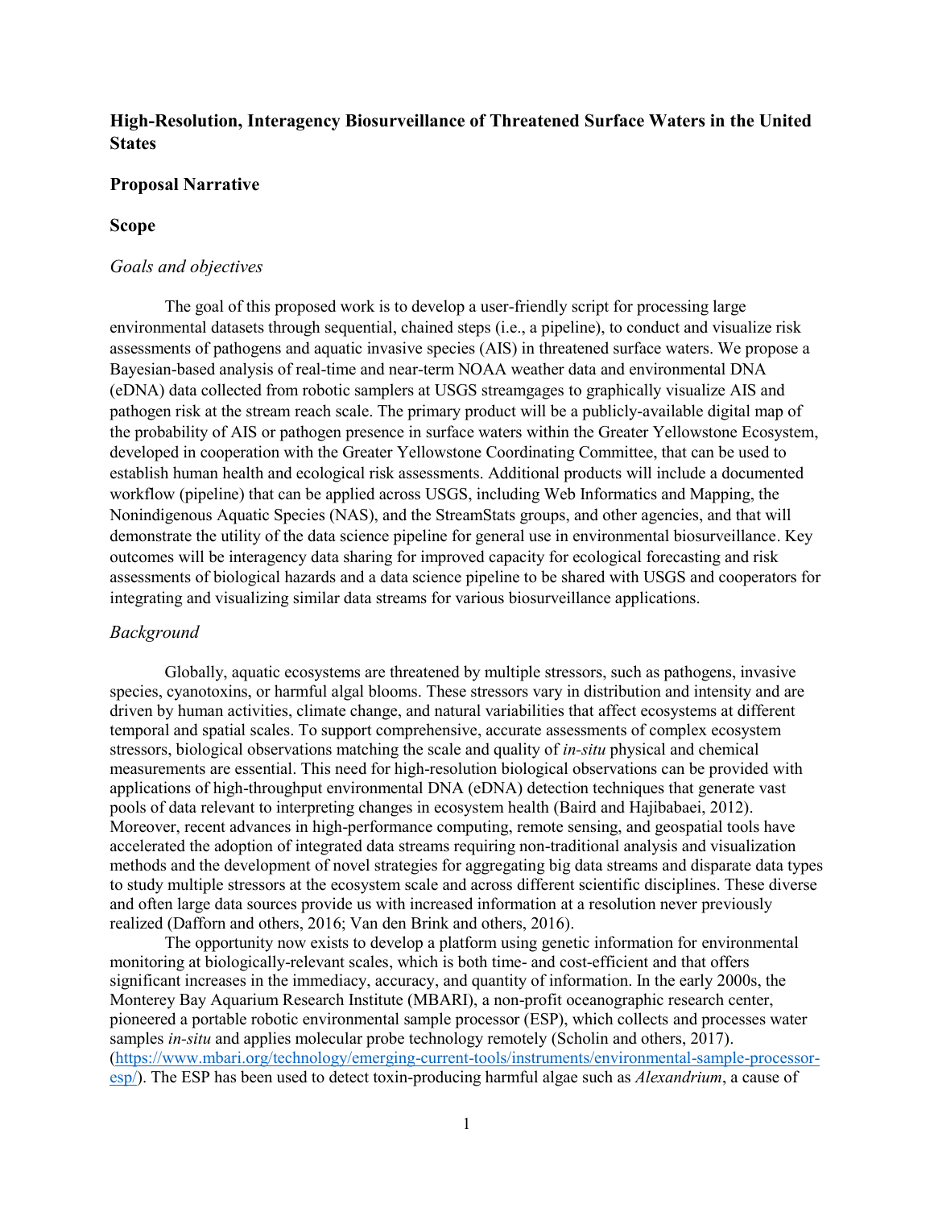**High-Resolution, Interagency Biosurveillance of Threatened Surface Waters in the United States**

**Proposal Narrative**

**Scope**

*Goals and objectives*

The goal of this proposed work is to develop a user-friendly script for processing large environmental datasets through sequential, chained steps (i.e., a pipeline), to conduct and visualize risk assessments of pathogens and aquatic invasive species (AIS) in threatened surface waters. We propose a Bayesian-based analysis of real-time and near-term NOAA weather data and environmental DNA (eDNA) data collected from robotic samplers at USGS streamgages to graphically visualize AIS and pathogen risk at the stream reach scale. The primary product will be a publicly-available digital map of the probability of AIS or pathogen presence in surface waters within the Greater Yellowstone Ecosystem, developed in cooperation with the Greater Yellowstone Coordinating Committee, that can be used to establish human health and ecological risk assessments. Additional products will include a documented workflow (pipeline) that can be applied across USGS, including Web Informatics and Mapping, the Nonindigenous Aquatic Species (NAS), and the StreamStats groups, and other agencies, and that will demonstrate the utility of the data science pipeline for general use in environmental biosurveillance. Key outcomes will be interagency data sharing for improved capacity for ecological forecasting and risk assessments of biological hazards and a data science pipeline to be shared with USGS and cooperators for integrating and visualizing similar data streams for various biosurveillance applications.

*Background*

Globally, aquatic ecosystems are threatened by multiple stressors, such as pathogens, invasive species, cyanotoxins, or harmful algal blooms. These stressors vary in distribution and intensity and are driven by human activities, climate change, and natural variabilities that affect ecosystems at different temporal and spatial scales. To support comprehensive, accurate assessments of complex ecosystem stressors, biological observations matching the scale and quality of *in-situ* physical and chemical measurements are essential. This need for high-resolution biological observations can be provided with applications of high-throughput environmental DNA (eDNA) detection techniques that generate vast pools of data relevant to interpreting changes in ecosystem health (Baird and Hajibabaei, 2012). Moreover, recent advances in high-performance computing, remote sensing, and geospatial tools have accelerated the adoption of integrated data streams requiring non-traditional analysis and visualization methods and the development of novel strategies for aggregating big data streams and disparate data types to study multiple stressors at the ecosystem scale and across different scientific disciplines. These diverse and often large data sources provide us with increased information at a resolution never previously realized (Dafforn and others, 2016; Van den Brink and others, 2016).

The opportunity now exists to develop a platform using genetic information for environmental monitoring at biologically-relevant scales, which is both time- and cost-efficient and that offers significant increases in the immediacy, accuracy, and quantity of information. In the early 2000s, the Monterey Bay Aquarium Research Institute (MBARI), a non-profit oceanographic research center, pioneered a portable robotic environmental sample processor (ESP), which collects and processes water samples *in-situ* and applies molecular probe technology remotely (Scholin and others, 2017). (https://www.mbari.org/technology/emerging-current-tools/instruments/environmental-sample-processor-esp/). The ESP has been used to detect toxin-producing harmful algae such as *Alexandrium*, a cause of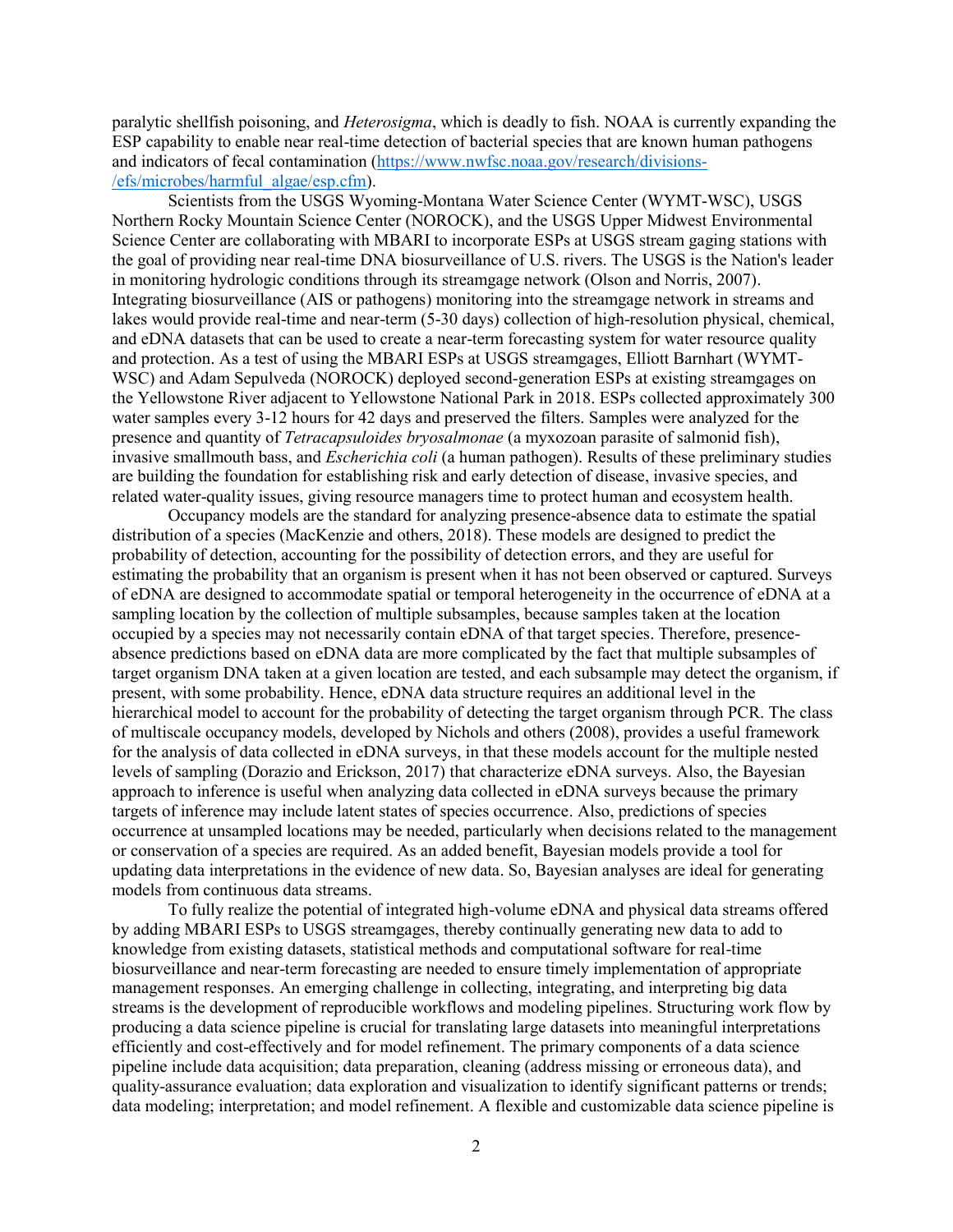paralytic shellfish poisoning, and *Heterosigma*, which is deadly to fish. NOAA is currently expanding the ESP capability to enable near real-time detection of bacterial species that are known human pathogens and indicators of fecal contamination ([https://www.nwfsc.noaa.gov/research/divisions-/efs/microbes/harmful_algae/esp.cfm](https://www.nwfsc.noaa.gov/research/divisions-/efs/microbes/harmful_algae/esp.cfm)).

Scientists from the USGS Wyoming-Montana Water Science Center (WYMT-WSC), USGS Northern Rocky Mountain Science Center (NOROCK), and the USGS Upper Midwest Environmental Science Center are collaborating with MBARI to incorporate ESPs at USGS stream gaging stations with the goal of providing near real-time DNA biosurveillance of U.S. rivers. The USGS is the Nation's leader in monitoring hydrologic conditions through its streamgage network (Olson and Norris, 2007). Integrating biosurveillance (AIS or pathogens) monitoring into the streamgage network in streams and lakes would provide real-time and near-term (5-30 days) collection of high-resolution physical, chemical, and eDNA datasets that can be used to create a near-term forecasting system for water resource quality and protection. As a test of using the MBARI ESPs at USGS streamgages, Elliott Barnhart (WYMT-WSC) and Adam Sepulveda (NOROCK) deployed second-generation ESPs at existing streamgages on the Yellowstone River adjacent to Yellowstone National Park in 2018. ESPs collected approximately 300 water samples every 3-12 hours for 42 days and preserved the filters. Samples were analyzed for the presence and quantity of *Tetracapsuloides bryosalmonae* (a myxozoan parasite of salmonid fish), invasive smallmouth bass, and *Escherichia coli* (a human pathogen). Results of these preliminary studies are building the foundation for establishing risk and early detection of disease, invasive species, and related water-quality issues, giving resource managers time to protect human and ecosystem health.

Occupancy models are the standard for analyzing presence-absence data to estimate the spatial distribution of a species (MacKenzie and others, 2018). These models are designed to predict the probability of detection, accounting for the possibility of detection errors, and they are useful for estimating the probability that an organism is present when it has not been observed or captured. Surveys of eDNA are designed to accommodate spatial or temporal heterogeneity in the occurrence of eDNA at a sampling location by the collection of multiple subsamples, because samples taken at the location occupied by a species may not necessarily contain eDNA of that target species. Therefore, presence-absence predictions based on eDNA data are more complicated by the fact that multiple subsamples of target organism DNA taken at a given location are tested, and each subsample may detect the organism, if present, with some probability. Hence, eDNA data structure requires an additional level in the hierarchical model to account for the probability of detecting the target organism through PCR. The class of multiscale occupancy models, developed by Nichols and others (2008), provides a useful framework for the analysis of data collected in eDNA surveys, in that these models account for the multiple nested levels of sampling (Dorazio and Erickson, 2017) that characterize eDNA surveys. Also, the Bayesian approach to inference is useful when analyzing data collected in eDNA surveys because the primary targets of inference may include latent states of species occurrence. Also, predictions of species occurrence at unsampled locations may be needed, particularly when decisions related to the management or conservation of a species are required. As an added benefit, Bayesian models provide a tool for updating data interpretations in the evidence of new data. So, Bayesian analyses are ideal for generating models from continuous data streams.

To fully realize the potential of integrated high-volume eDNA and physical data streams offered by adding MBARI ESPs to USGS streamgages, thereby continually generating new data to add to knowledge from existing datasets, statistical methods and computational software for real-time biosurveillance and near-term forecasting are needed to ensure timely implementation of appropriate management responses. An emerging challenge in collecting, integrating, and interpreting big data streams is the development of reproducible workflows and modeling pipelines. Structuring work flow by producing a data science pipeline is crucial for translating large datasets into meaningful interpretations efficiently and cost-effectively and for model refinement. The primary components of a data science pipeline include data acquisition; data preparation, cleaning (address missing or erroneous data), and quality-assurance evaluation; data exploration and visualization to identify significant patterns or trends; data modeling; interpretation; and model refinement. A flexible and customizable data science pipeline is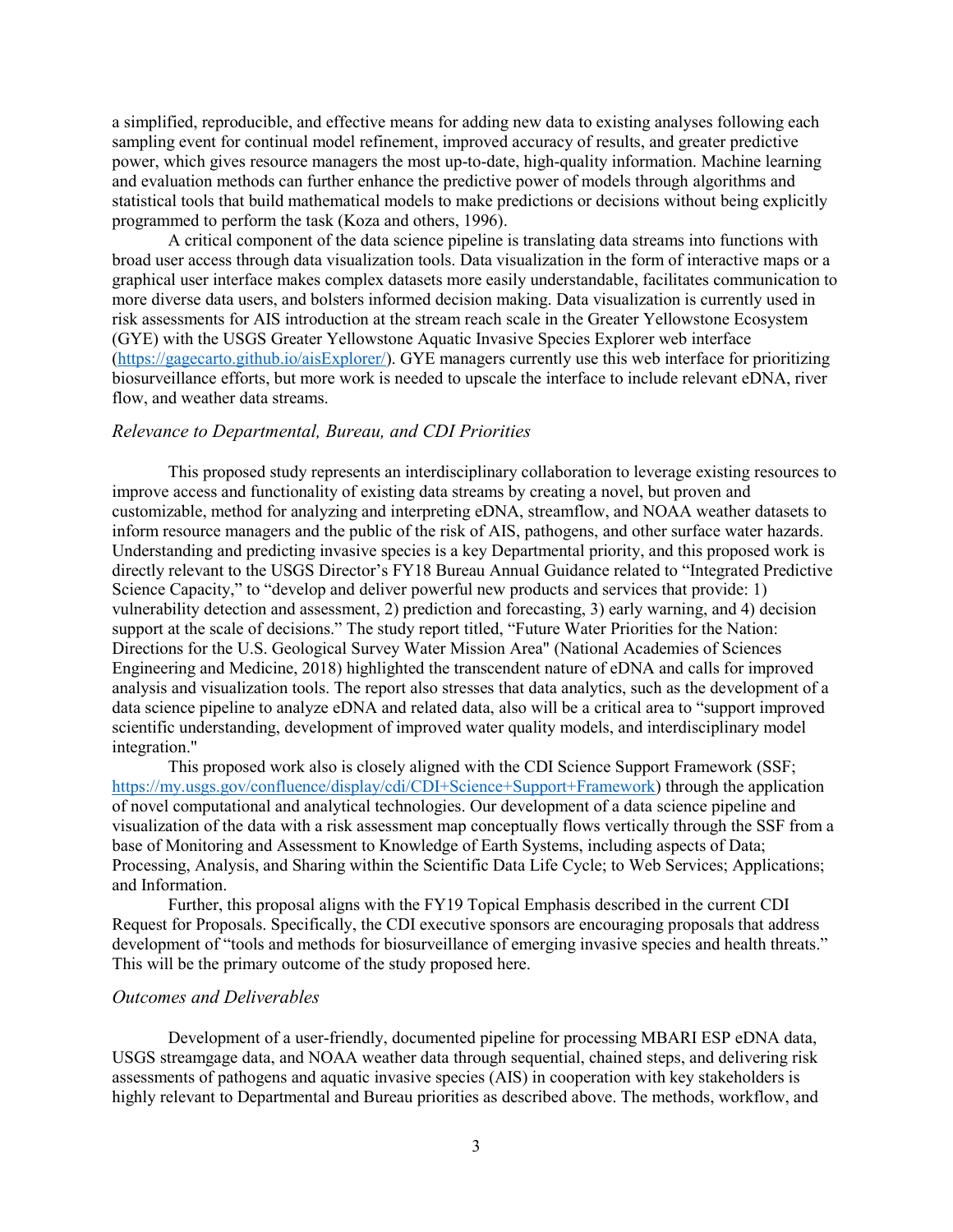a simplified, reproducible, and effective means for adding new data to existing analyses following each sampling event for continual model refinement, improved accuracy of results, and greater predictive power, which gives resource managers the most up-to-date, high-quality information. Machine learning and evaluation methods can further enhance the predictive power of models through algorithms and statistical tools that build mathematical models to make predictions or decisions without being explicitly programmed to perform the task (Koza and others, 1996).

A critical component of the data science pipeline is translating data streams into functions with broad user access through data visualization tools. Data visualization in the form of interactive maps or a graphical user interface makes complex datasets more easily understandable, facilitates communication to more diverse data users, and bolsters informed decision making. Data visualization is currently used in risk assessments for AIS introduction at the stream reach scale in the Greater Yellowstone Ecosystem (GYE) with the USGS Greater Yellowstone Aquatic Invasive Species Explorer web interface (https://gagecarto.github.io/aisExplorer/). GYE managers currently use this web interface for prioritizing biosurveillance efforts, but more work is needed to upscale the interface to include relevant eDNA, river flow, and weather data streams.

### *Relevance to Departmental, Bureau, and CDI Priorities*

This proposed study represents an interdisciplinary collaboration to leverage existing resources to improve access and functionality of existing data streams by creating a novel, but proven and customizable, method for analyzing and interpreting eDNA, streamflow, and NOAA weather datasets to inform resource managers and the public of the risk of AIS, pathogens, and other surface water hazards. Understanding and predicting invasive species is a key Departmental priority, and this proposed work is directly relevant to the USGS Director's FY18 Bureau Annual Guidance related to "Integrated Predictive Science Capacity," to "develop and deliver powerful new products and services that provide: 1) vulnerability detection and assessment, 2) prediction and forecasting, 3) early warning, and 4) decision support at the scale of decisions." The study report titled, "Future Water Priorities for the Nation: Directions for the U.S. Geological Survey Water Mission Area" (National Academies of Sciences Engineering and Medicine, 2018) highlighted the transcendent nature of eDNA and calls for improved analysis and visualization tools. The report also stresses that data analytics, such as the development of a data science pipeline to analyze eDNA and related data, also will be a critical area to "support improved scientific understanding, development of improved water quality models, and interdisciplinary model integration."

This proposed work also is closely aligned with the CDI Science Support Framework (SSF; https://my.usgs.gov/confluence/display/cdi/CDI+Science+Support+Framework) through the application of novel computational and analytical technologies. Our development of a data science pipeline and visualization of the data with a risk assessment map conceptually flows vertically through the SSF from a base of Monitoring and Assessment to Knowledge of Earth Systems, including aspects of Data; Processing, Analysis, and Sharing within the Scientific Data Life Cycle; to Web Services; Applications; and Information.

Further, this proposal aligns with the FY19 Topical Emphasis described in the current CDI Request for Proposals. Specifically, the CDI executive sponsors are encouraging proposals that address development of "tools and methods for biosurveillance of emerging invasive species and health threats." This will be the primary outcome of the study proposed here.

### *Outcomes and Deliverables*

Development of a user-friendly, documented pipeline for processing MBARI ESP eDNA data, USGS streamgage data, and NOAA weather data through sequential, chained steps, and delivering risk assessments of pathogens and aquatic invasive species (AIS) in cooperation with key stakeholders is highly relevant to Departmental and Bureau priorities as described above. The methods, workflow, and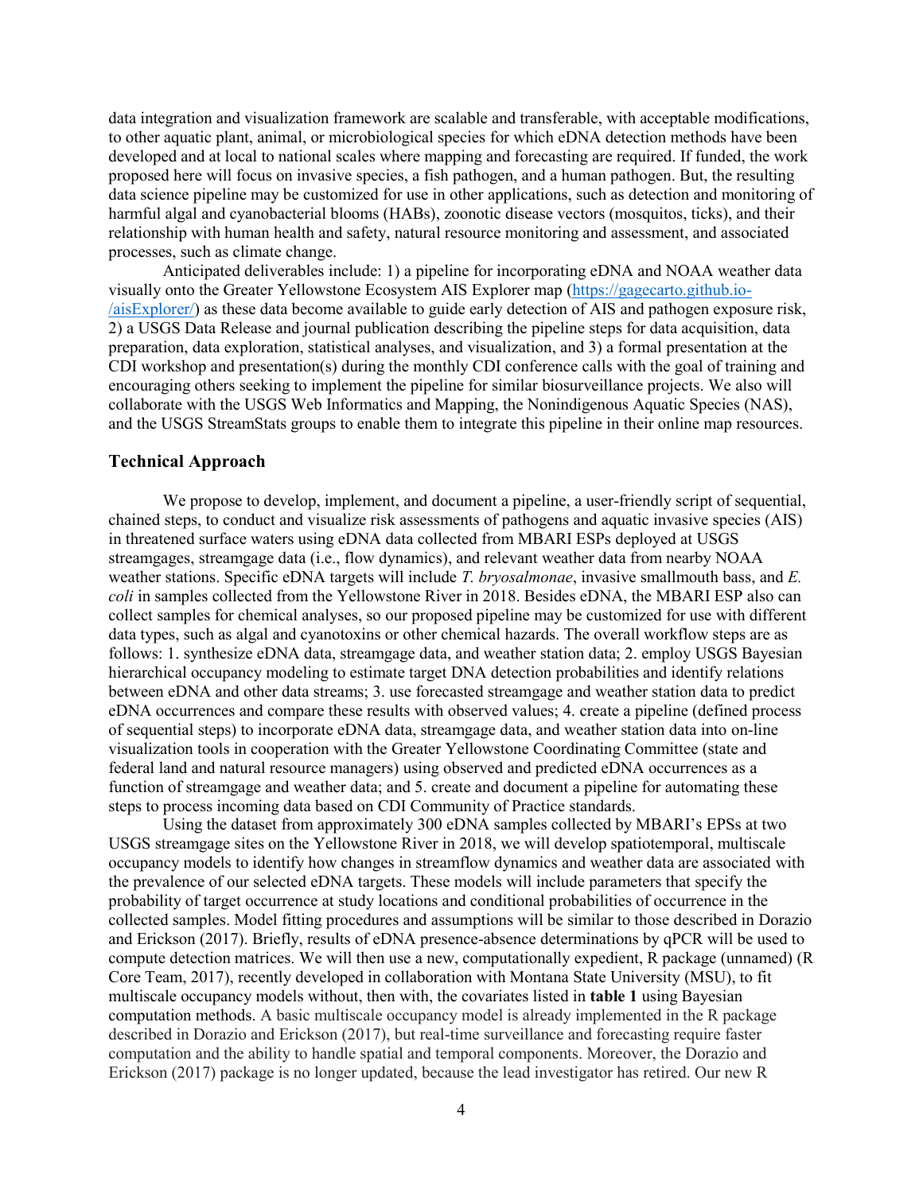data integration and visualization framework are scalable and transferable, with acceptable modifications, to other aquatic plant, animal, or microbiological species for which eDNA detection methods have been developed and at local to national scales where mapping and forecasting are required. If funded, the work proposed here will focus on invasive species, a fish pathogen, and a human pathogen. But, the resulting data science pipeline may be customized for use in other applications, such as detection and monitoring of harmful algal and cyanobacterial blooms (HABs), zoonotic disease vectors (mosquitos, ticks), and their relationship with human health and safety, natural resource monitoring and assessment, and associated processes, such as climate change.

Anticipated deliverables include: 1) a pipeline for incorporating eDNA and NOAA weather data visually onto the Greater Yellowstone Ecosystem AIS Explorer map (https://gagecarto.github.io-/aisExplorer/) as these data become available to guide early detection of AIS and pathogen exposure risk, 2) a USGS Data Release and journal publication describing the pipeline steps for data acquisition, data preparation, data exploration, statistical analyses, and visualization, and 3) a formal presentation at the CDI workshop and presentation(s) during the monthly CDI conference calls with the goal of training and encouraging others seeking to implement the pipeline for similar biosurveillance projects. We also will collaborate with the USGS Web Informatics and Mapping, the Nonindigenous Aquatic Species (NAS), and the USGS StreamStats groups to enable them to integrate this pipeline in their online map resources.

## Technical Approach

We propose to develop, implement, and document a pipeline, a user-friendly script of sequential, chained steps, to conduct and visualize risk assessments of pathogens and aquatic invasive species (AIS) in threatened surface waters using eDNA data collected from MBARI ESPs deployed at USGS streamgages, streamgage data (i.e., flow dynamics), and relevant weather data from nearby NOAA weather stations. Specific eDNA targets will include *T. bryosalmonae*, invasive smallmouth bass, and *E. coli* in samples collected from the Yellowstone River in 2018. Besides eDNA, the MBARI ESP also can collect samples for chemical analyses, so our proposed pipeline may be customized for use with different data types, such as algal and cyanotoxins or other chemical hazards. The overall workflow steps are as follows: 1. synthesize eDNA data, streamgage data, and weather station data; 2. employ USGS Bayesian hierarchical occupancy modeling to estimate target DNA detection probabilities and identify relations between eDNA and other data streams; 3. use forecasted streamgage and weather station data to predict eDNA occurrences and compare these results with observed values; 4. create a pipeline (defined process of sequential steps) to incorporate eDNA data, streamgage data, and weather station data into on-line visualization tools in cooperation with the Greater Yellowstone Coordinating Committee (state and federal land and natural resource managers) using observed and predicted eDNA occurrences as a function of streamgage and weather data; and 5. create and document a pipeline for automating these steps to process incoming data based on CDI Community of Practice standards.

Using the dataset from approximately 300 eDNA samples collected by MBARI's EPSs at two USGS streamgage sites on the Yellowstone River in 2018, we will develop spatiotemporal, multiscale occupancy models to identify how changes in streamflow dynamics and weather data are associated with the prevalence of our selected eDNA targets. These models will include parameters that specify the probability of target occurrence at study locations and conditional probabilities of occurrence in the collected samples. Model fitting procedures and assumptions will be similar to those described in Dorazio and Erickson (2017). Briefly, results of eDNA presence-absence determinations by qPCR will be used to compute detection matrices. We will then use a new, computationally expedient, R package (unnamed) (R Core Team, 2017), recently developed in collaboration with Montana State University (MSU), to fit multiscale occupancy models without, then with, the covariates listed in **table 1** using Bayesian computation methods. A basic multiscale occupancy model is already implemented in the R package described in Dorazio and Erickson (2017), but real-time surveillance and forecasting require faster computation and the ability to handle spatial and temporal components. Moreover, the Dorazio and Erickson (2017) package is no longer updated, because the lead investigator has retired. Our new R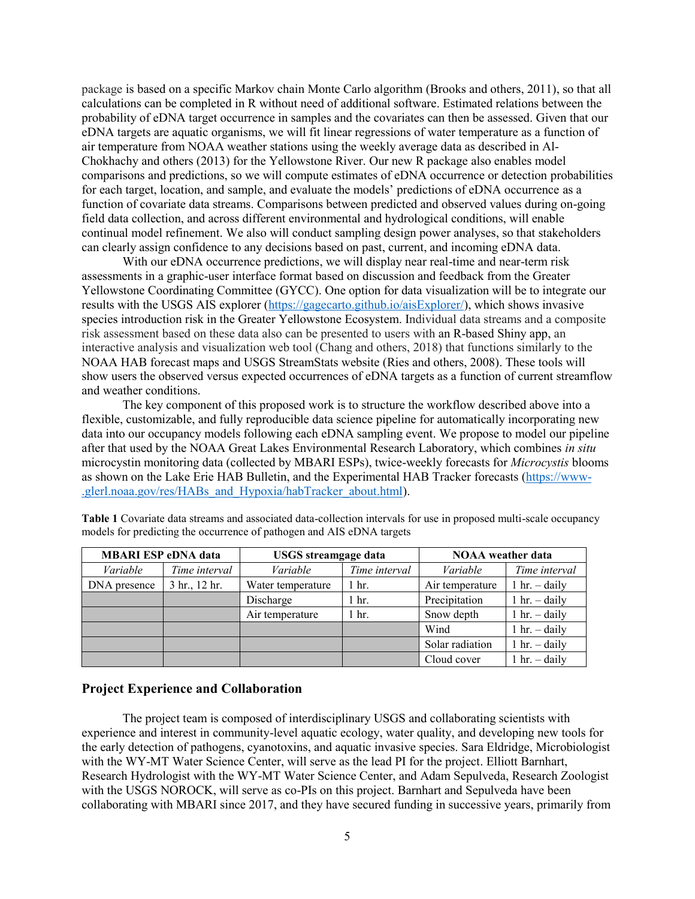package is based on a specific Markov chain Monte Carlo algorithm (Brooks and others, 2011), so that all calculations can be completed in R without need of additional software. Estimated relations between the probability of eDNA target occurrence in samples and the covariates can then be assessed. Given that our eDNA targets are aquatic organisms, we will fit linear regressions of water temperature as a function of air temperature from NOAA weather stations using the weekly average data as described in Al-Chokhachy and others (2013) for the Yellowstone River. Our new R package also enables model comparisons and predictions, so we will compute estimates of eDNA occurrence or detection probabilities for each target, location, and sample, and evaluate the models' predictions of eDNA occurrence as a function of covariate data streams. Comparisons between predicted and observed values during on-going field data collection, and across different environmental and hydrological conditions, will enable continual model refinement. We also will conduct sampling design power analyses, so that stakeholders can clearly assign confidence to any decisions based on past, current, and incoming eDNA data.

With our eDNA occurrence predictions, we will display near real-time and near-term risk assessments in a graphic-user interface format based on discussion and feedback from the Greater Yellowstone Coordinating Committee (GYCC). One option for data visualization will be to integrate our results with the USGS AIS explorer (https://gagecarto.github.io/aisExplorer/), which shows invasive species introduction risk in the Greater Yellowstone Ecosystem. Individual data streams and a composite risk assessment based on these data also can be presented to users with an R-based Shiny app, an interactive analysis and visualization web tool (Chang and others, 2018) that functions similarly to the NOAA HAB forecast maps and USGS StreamStats website (Ries and others, 2008). These tools will show users the observed versus expected occurrences of eDNA targets as a function of current streamflow and weather conditions.

The key component of this proposed work is to structure the workflow described above into a flexible, customizable, and fully reproducible data science pipeline for automatically incorporating new data into our occupancy models following each eDNA sampling event. We propose to model our pipeline after that used by the NOAA Great Lakes Environmental Research Laboratory, which combines *in situ* microcystin monitoring data (collected by MBARI ESPs), twice-weekly forecasts for *Microcystis* blooms as shown on the Lake Erie HAB Bulletin, and the Experimental HAB Tracker forecasts (https://www-.glerl.noaa.gov/res/HABs_and_Hypoxia/habTracker_about.html).

**Table 1** Covariate data streams and associated data-collection intervals for use in proposed multi-scale occupancy models for predicting the occurrence of pathogen and AIS eDNA targets

| **MBARI ESP eDNA data** | | **USGS streamgage data** | | **NOAA weather data** | |
|---|---|---|---|---|---|
| *Variable* | *Time interval* | *Variable* | *Time interval* | *Variable* | *Time interval* |
| DNA presence | 3 hr., 12 hr. | Water temperature | 1 hr. | Air temperature | 1 hr. – daily |
| | | Discharge | 1 hr. | Precipitation | 1 hr. – daily |
| | | Air temperature | 1 hr. | Snow depth | 1 hr. – daily |
| | | | | Wind | 1 hr. – daily |
| | | | | Solar radiation | 1 hr. – daily |
| | | | | Cloud cover | 1 hr. – daily |

## Project Experience and Collaboration

The project team is composed of interdisciplinary USGS and collaborating scientists with experience and interest in community-level aquatic ecology, water quality, and developing new tools for the early detection of pathogens, cyanotoxins, and aquatic invasive species. Sara Eldridge, Microbiologist with the WY-MT Water Science Center, will serve as the lead PI for the project. Elliott Barnhart, Research Hydrologist with the WY-MT Water Science Center, and Adam Sepulveda, Research Zoologist with the USGS NOROCK, will serve as co-PIs on this project. Barnhart and Sepulveda have been collaborating with MBARI since 2017, and they have secured funding in successive years, primarily from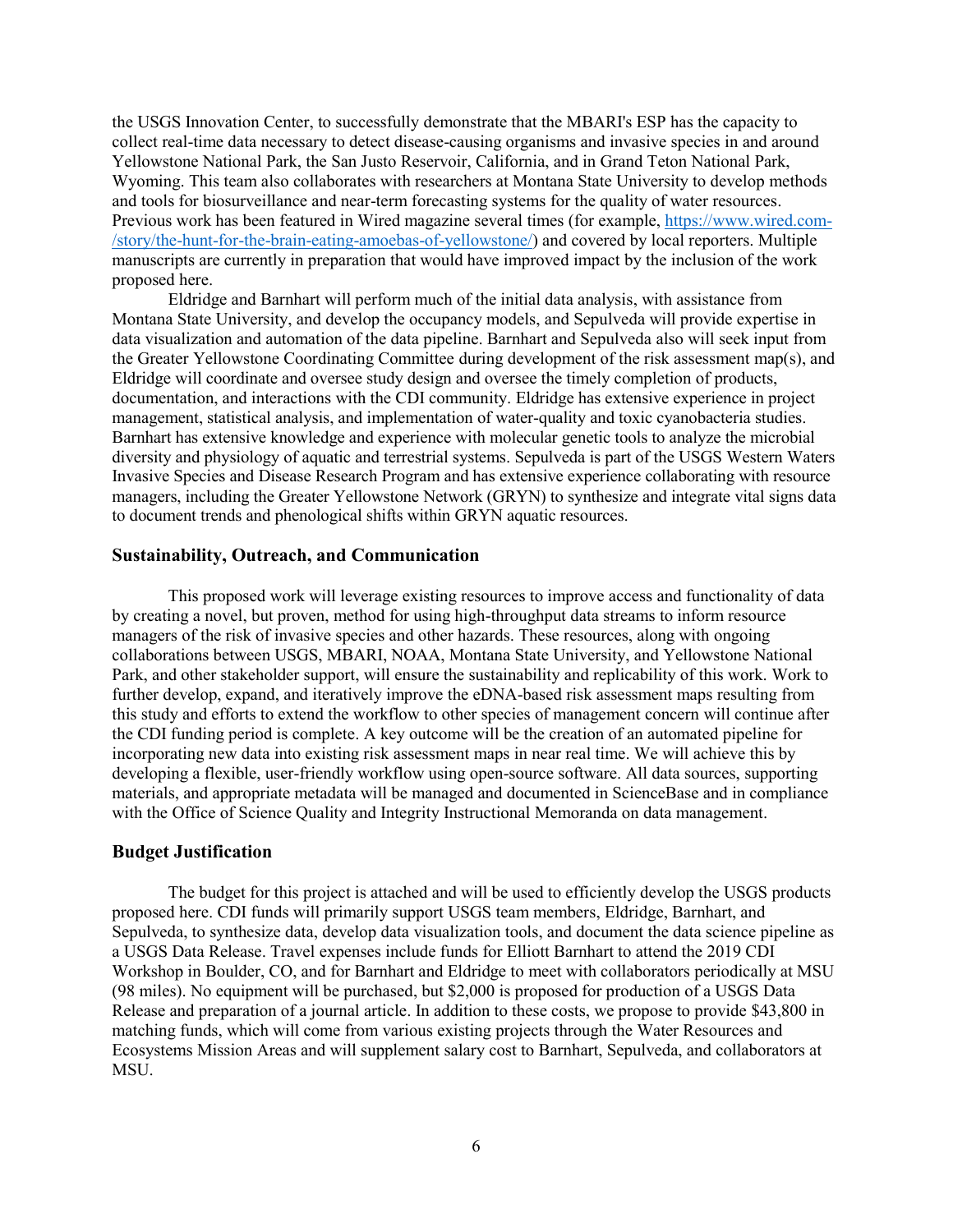the USGS Innovation Center, to successfully demonstrate that the MBARI's ESP has the capacity to collect real-time data necessary to detect disease-causing organisms and invasive species in and around Yellowstone National Park, the San Justo Reservoir, California, and in Grand Teton National Park, Wyoming. This team also collaborates with researchers at Montana State University to develop methods and tools for biosurveillance and near-term forecasting systems for the quality of water resources. Previous work has been featured in Wired magazine several times (for example, [https://www.wired.com/story/the-hunt-for-the-brain-eating-amoebas-of-yellowstone/](https://www.wired.com/story/the-hunt-for-the-brain-eating-amoebas-of-yellowstone/)) and covered by local reporters. Multiple manuscripts are currently in preparation that would have improved impact by the inclusion of the work proposed here.

Eldridge and Barnhart will perform much of the initial data analysis, with assistance from Montana State University, and develop the occupancy models, and Sepulveda will provide expertise in data visualization and automation of the data pipeline. Barnhart and Sepulveda also will seek input from the Greater Yellowstone Coordinating Committee during development of the risk assessment map(s), and Eldridge will coordinate and oversee study design and oversee the timely completion of products, documentation, and interactions with the CDI community. Eldridge has extensive experience in project management, statistical analysis, and implementation of water-quality and toxic cyanobacteria studies. Barnhart has extensive knowledge and experience with molecular genetic tools to analyze the microbial diversity and physiology of aquatic and terrestrial systems. Sepulveda is part of the USGS Western Waters Invasive Species and Disease Research Program and has extensive experience collaborating with resource managers, including the Greater Yellowstone Network (GRYN) to synthesize and integrate vital signs data to document trends and phenological shifts within GRYN aquatic resources.

## Sustainability, Outreach, and Communication

This proposed work will leverage existing resources to improve access and functionality of data by creating a novel, but proven, method for using high-throughput data streams to inform resource managers of the risk of invasive species and other hazards. These resources, along with ongoing collaborations between USGS, MBARI, NOAA, Montana State University, and Yellowstone National Park, and other stakeholder support, will ensure the sustainability and replicability of this work. Work to further develop, expand, and iteratively improve the eDNA-based risk assessment maps resulting from this study and efforts to extend the workflow to other species of management concern will continue after the CDI funding period is complete. A key outcome will be the creation of an automated pipeline for incorporating new data into existing risk assessment maps in near real time. We will achieve this by developing a flexible, user-friendly workflow using open-source software. All data sources, supporting materials, and appropriate metadata will be managed and documented in ScienceBase and in compliance with the Office of Science Quality and Integrity Instructional Memoranda on data management.

## Budget Justification

The budget for this project is attached and will be used to efficiently develop the USGS products proposed here. CDI funds will primarily support USGS team members, Eldridge, Barnhart, and Sepulveda, to synthesize data, develop data visualization tools, and document the data science pipeline as a USGS Data Release. Travel expenses include funds for Elliott Barnhart to attend the 2019 CDI Workshop in Boulder, CO, and for Barnhart and Eldridge to meet with collaborators periodically at MSU (98 miles). No equipment will be purchased, but $2,000 is proposed for production of a USGS Data Release and preparation of a journal article. In addition to these costs, we propose to provide $43,800 in matching funds, which will come from various existing projects through the Water Resources and Ecosystems Mission Areas and will supplement salary cost to Barnhart, Sepulveda, and collaborators at MSU.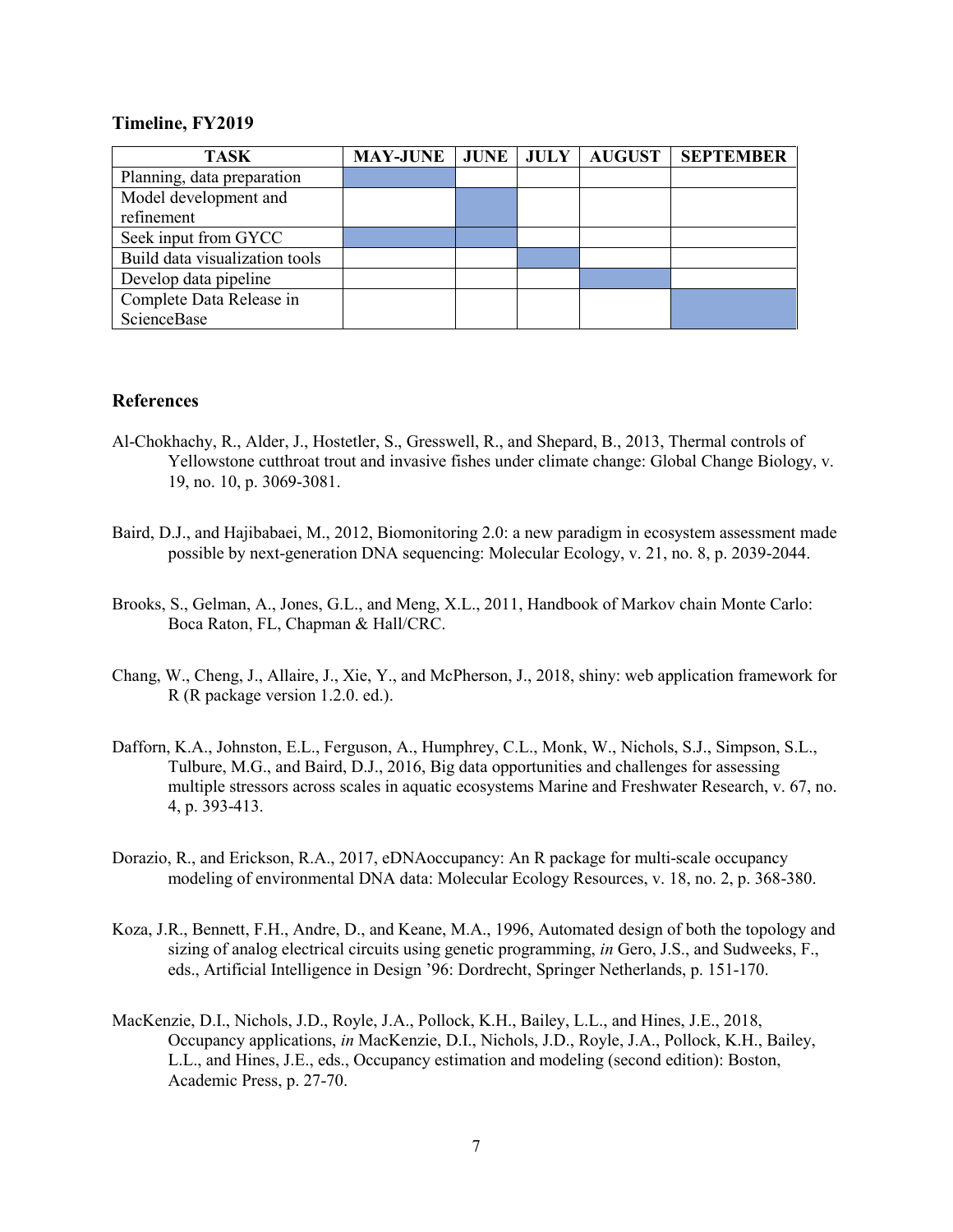**Timeline, FY2019**

| TASK | MAY-JUNE | JUNE | JULY | AUGUST | SEPTEMBER |
|---|---|---|---|---|---|
| Planning, data preparation | ■ | | | | |
| Model development and refinement | | ■ | | | |
| Seek input from GYCC | ■ | ■ | | | |
| Build data visualization tools | | | ■ | | |
| Develop data pipeline | | | | ■ | |
| Complete Data Release in ScienceBase | | | | | ■ |

## References

Al-Chokhachy, R., Alder, J., Hostetler, S., Gresswell, R., and Shepard, B., 2013, Thermal controls of Yellowstone cutthroat trout and invasive fishes under climate change: Global Change Biology, v. 19, no. 10, p. 3069-3081.

Baird, D.J., and Hajibabaei, M., 2012, Biomonitoring 2.0: a new paradigm in ecosystem assessment made possible by next-generation DNA sequencing: Molecular Ecology, v. 21, no. 8, p. 2039-2044.

Brooks, S., Gelman, A., Jones, G.L., and Meng, X.L., 2011, Handbook of Markov chain Monte Carlo: Boca Raton, FL, Chapman & Hall/CRC.

Chang, W., Cheng, J., Allaire, J., Xie, Y., and McPherson, J., 2018, shiny: web application framework for R (R package version 1.2.0. ed.).

Dafforn, K.A., Johnston, E.L., Ferguson, A., Humphrey, C.L., Monk, W., Nichols, S.J., Simpson, S.L., Tulbure, M.G., and Baird, D.J., 2016, Big data opportunities and challenges for assessing multiple stressors across scales in aquatic ecosystems Marine and Freshwater Research, v. 67, no. 4, p. 393-413.

Dorazio, R., and Erickson, R.A., 2017, eDNAoccupancy: An R package for multi-scale occupancy modeling of environmental DNA data: Molecular Ecology Resources, v. 18, no. 2, p. 368-380.

Koza, J.R., Bennett, F.H., Andre, D., and Keane, M.A., 1996, Automated design of both the topology and sizing of analog electrical circuits using genetic programming, *in* Gero, J.S., and Sudweeks, F., eds., Artificial Intelligence in Design '96: Dordrecht, Springer Netherlands, p. 151-170.

MacKenzie, D.I., Nichols, J.D., Royle, J.A., Pollock, K.H., Bailey, L.L., and Hines, J.E., 2018, Occupancy applications, *in* MacKenzie, D.I., Nichols, J.D., Royle, J.A., Pollock, K.H., Bailey, L.L., and Hines, J.E., eds., Occupancy estimation and modeling (second edition): Boston, Academic Press, p. 27-70.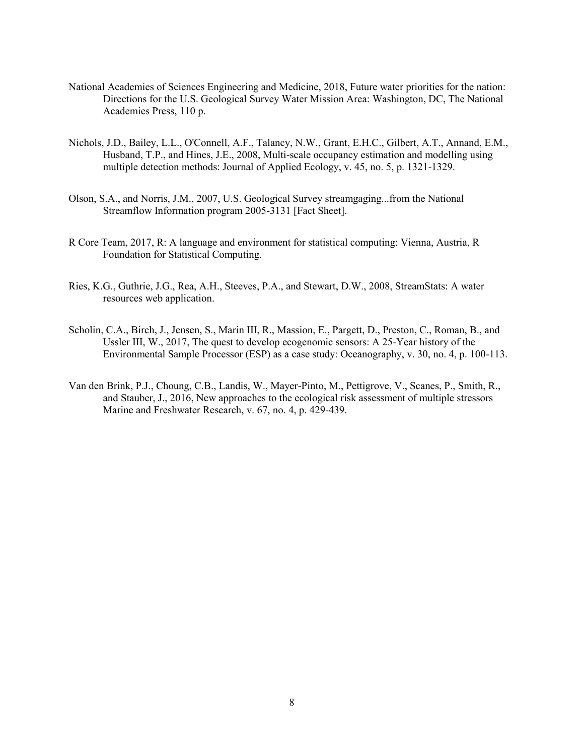National Academies of Sciences Engineering and Medicine, 2018, Future water priorities for the nation: Directions for the U.S. Geological Survey Water Mission Area: Washington, DC, The National Academies Press, 110 p.

Nichols, J.D., Bailey, L.L., O'Connell, A.F., Talancy, N.W., Grant, E.H.C., Gilbert, A.T., Annand, E.M., Husband, T.P., and Hines, J.E., 2008, Multi-scale occupancy estimation and modelling using multiple detection methods: Journal of Applied Ecology, v. 45, no. 5, p. 1321-1329.

Olson, S.A., and Norris, J.M., 2007, U.S. Geological Survey streamgaging...from the National Streamflow Information program 2005-3131 [Fact Sheet].

R Core Team, 2017, R: A language and environment for statistical computing: Vienna, Austria, R Foundation for Statistical Computing.

Ries, K.G., Guthrie, J.G., Rea, A.H., Steeves, P.A., and Stewart, D.W., 2008, StreamStats: A water resources web application.

Scholin, C.A., Birch, J., Jensen, S., Marin III, R., Massion, E., Pargett, D., Preston, C., Roman, B., and Ussler III, W., 2017, The quest to develop ecogenomic sensors: A 25-Year history of the Environmental Sample Processor (ESP) as a case study: Oceanography, v. 30, no. 4, p. 100-113.

Van den Brink, P.J., Choung, C.B., Landis, W., Mayer-Pinto, M., Pettigrove, V., Scanes, P., Smith, R., and Stauber, J., 2016, New approaches to the ecological risk assessment of multiple stressors Marine and Freshwater Research, v. 67, no. 4, p. 429-439.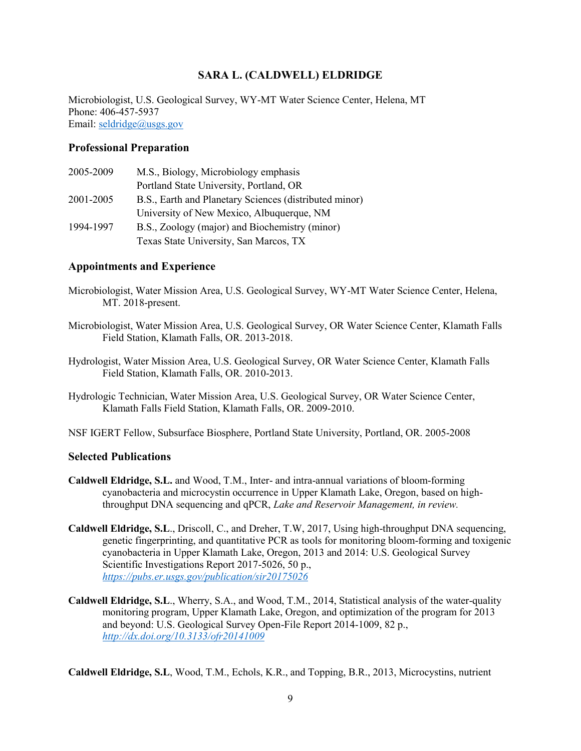# SARA L. (CALDWELL) ELDRIDGE

Microbiologist, U.S. Geological Survey, WY-MT Water Science Center, Helena, MT
Phone: 406-457-5937
Email: seldridge@usgs.gov

## Professional Preparation

| | |
|---|---|
| 2005-2009 | M.S., Biology, Microbiology emphasis<br>Portland State University, Portland, OR |
| 2001-2005 | B.S., Earth and Planetary Sciences (distributed minor)<br>University of New Mexico, Albuquerque, NM |
| 1994-1997 | B.S., Zoology (major) and Biochemistry (minor)<br>Texas State University, San Marcos, TX |

## Appointments and Experience

Microbiologist, Water Mission Area, U.S. Geological Survey, WY-MT Water Science Center, Helena, MT. 2018-present.

Microbiologist, Water Mission Area, U.S. Geological Survey, OR Water Science Center, Klamath Falls Field Station, Klamath Falls, OR. 2013-2018.

Hydrologist, Water Mission Area, U.S. Geological Survey, OR Water Science Center, Klamath Falls Field Station, Klamath Falls, OR. 2010-2013.

Hydrologic Technician, Water Mission Area, U.S. Geological Survey, OR Water Science Center, Klamath Falls Field Station, Klamath Falls, OR. 2009-2010.

NSF IGERT Fellow, Subsurface Biosphere, Portland State University, Portland, OR. 2005-2008

## Selected Publications

**Caldwell Eldridge, S.L.** and Wood, T.M., Inter- and intra-annual variations of bloom-forming cyanobacteria and microcystin occurrence in Upper Klamath Lake, Oregon, based on high-throughput DNA sequencing and qPCR, *Lake and Reservoir Management, in review.*

**Caldwell Eldridge, S.L**., Driscoll, C., and Dreher, T.W, 2017, Using high-throughput DNA sequencing, genetic fingerprinting, and quantitative PCR as tools for monitoring bloom-forming and toxigenic cyanobacteria in Upper Klamath Lake, Oregon, 2013 and 2014: U.S. Geological Survey Scientific Investigations Report 2017-5026, 50 p., *https://pubs.er.usgs.gov/publication/sir20175026*

**Caldwell Eldridge, S.L**., Wherry, S.A., and Wood, T.M., 2014, Statistical analysis of the water-quality monitoring program, Upper Klamath Lake, Oregon, and optimization of the program for 2013 and beyond: U.S. Geological Survey Open-File Report 2014-1009, 82 p., *http://dx.doi.org/10.3133/ofr20141009*

**Caldwell Eldridge, S.L**, Wood, T.M., Echols, K.R., and Topping, B.R., 2013, Microcystins, nutrient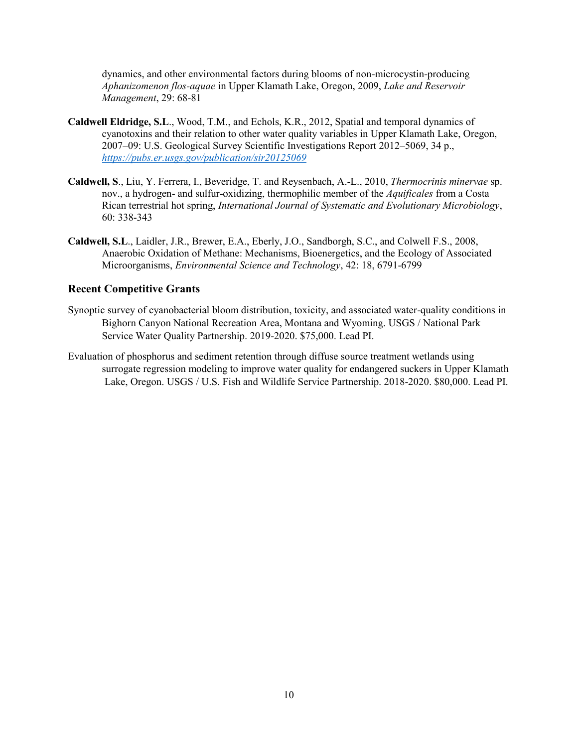dynamics, and other environmental factors during blooms of non-microcystin-producing *Aphanizomenon flos-aquae* in Upper Klamath Lake, Oregon, 2009, *Lake and Reservoir Management*, 29: 68-81

**Caldwell Eldridge, S.L**., Wood, T.M., and Echols, K.R., 2012, Spatial and temporal dynamics of cyanotoxins and their relation to other water quality variables in Upper Klamath Lake, Oregon, 2007–09: U.S. Geological Survey Scientific Investigations Report 2012–5069, 34 p., *https://pubs.er.usgs.gov/publication/sir20125069*

**Caldwell, S**., Liu, Y. Ferrera, I., Beveridge, T. and Reysenbach, A.-L., 2010, *Thermocrinis minervae* sp. nov., a hydrogen- and sulfur-oxidizing, thermophilic member of the *Aquificales* from a Costa Rican terrestrial hot spring, *International Journal of Systematic and Evolutionary Microbiology*, 60: 338-343

**Caldwell, S.L**., Laidler, J.R., Brewer, E.A., Eberly, J.O., Sandborgh, S.C., and Colwell F.S., 2008, Anaerobic Oxidation of Methane: Mechanisms, Bioenergetics, and the Ecology of Associated Microorganisms, *Environmental Science and Technology*, 42: 18, 6791-6799

### Recent Competitive Grants

Synoptic survey of cyanobacterial bloom distribution, toxicity, and associated water-quality conditions in Bighorn Canyon National Recreation Area, Montana and Wyoming. USGS / National Park Service Water Quality Partnership. 2019-2020. $75,000. Lead PI.

Evaluation of phosphorus and sediment retention through diffuse source treatment wetlands using surrogate regression modeling to improve water quality for endangered suckers in Upper Klamath Lake, Oregon. USGS / U.S. Fish and Wildlife Service Partnership. 2018-2020. $80,000. Lead PI.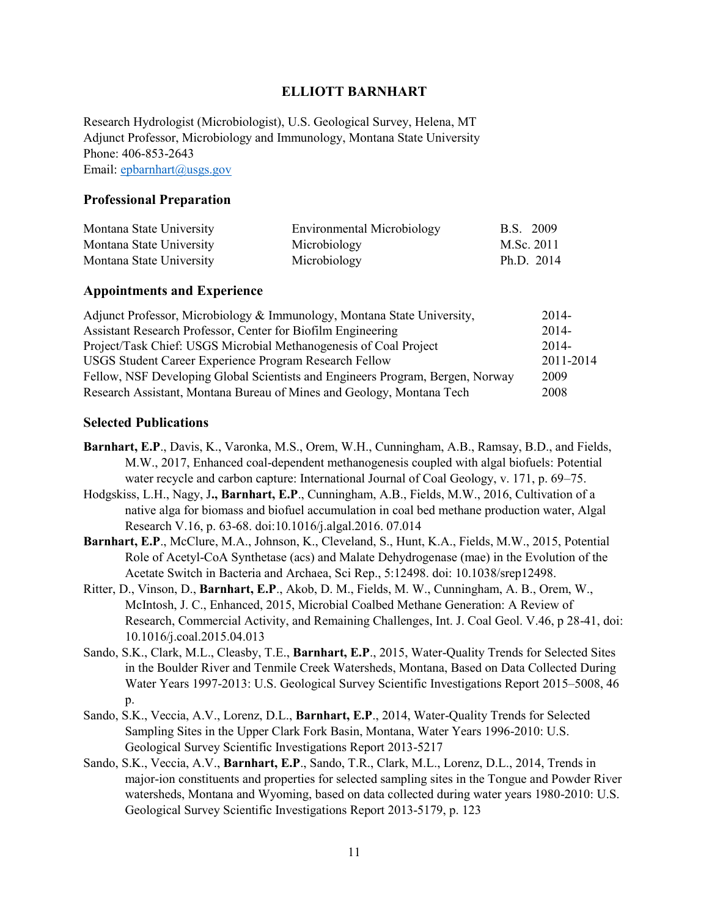# ELLIOTT BARNHART

Research Hydrologist (Microbiologist), U.S. Geological Survey, Helena, MT
Adjunct Professor, Microbiology and Immunology, Montana State University
Phone: 406-853-2643
Email: epbarnhart@usgs.gov

## Professional Preparation

| | | |
|---|---|---|
| Montana State University | Environmental Microbiology | B.S. 2009 |
| Montana State University | Microbiology | M.Sc. 2011 |
| Montana State University | Microbiology | Ph.D. 2014 |

## Appointments and Experience

| | |
|---|---|
| Adjunct Professor, Microbiology & Immunology, Montana State University, | 2014- |
| Assistant Research Professor, Center for Biofilm Engineering | 2014- |
| Project/Task Chief: USGS Microbial Methanogenesis of Coal Project | 2014- |
| USGS Student Career Experience Program Research Fellow | 2011-2014 |
| Fellow, NSF Developing Global Scientists and Engineers Program, Bergen, Norway | 2009 |
| Research Assistant, Montana Bureau of Mines and Geology, Montana Tech | 2008 |

## Selected Publications

**Barnhart, E.P**., Davis, K., Varonka, M.S., Orem, W.H., Cunningham, A.B., Ramsay, B.D., and Fields, M.W., 2017, Enhanced coal-dependent methanogenesis coupled with algal biofuels: Potential water recycle and carbon capture: International Journal of Coal Geology, v. 171, p. 69–75.

Hodgskiss, L.H., Nagy, J**., Barnhart, E.P**., Cunningham, A.B., Fields, M.W., 2016, Cultivation of a native alga for biomass and biofuel accumulation in coal bed methane production water, Algal Research V.16, p. 63-68. doi:10.1016/j.algal.2016. 07.014

**Barnhart, E.P**., McClure, M.A., Johnson, K., Cleveland, S., Hunt, K.A., Fields, M.W., 2015, Potential Role of Acetyl-CoA Synthetase (acs) and Malate Dehydrogenase (mae) in the Evolution of the Acetate Switch in Bacteria and Archaea, Sci Rep., 5:12498. doi: 10.1038/srep12498.

Ritter, D., Vinson, D., **Barnhart, E.P**., Akob, D. M., Fields, M. W., Cunningham, A. B., Orem, W., McIntosh, J. C., Enhanced, 2015, Microbial Coalbed Methane Generation: A Review of Research, Commercial Activity, and Remaining Challenges, Int. J. Coal Geol. V.46, p 28-41, doi: 10.1016/j.coal.2015.04.013

Sando, S.K., Clark, M.L., Cleasby, T.E., **Barnhart, E.P**., 2015, Water-Quality Trends for Selected Sites in the Boulder River and Tenmile Creek Watersheds, Montana, Based on Data Collected During Water Years 1997-2013: U.S. Geological Survey Scientific Investigations Report 2015–5008, 46 p.

Sando, S.K., Veccia, A.V., Lorenz, D.L., **Barnhart, E.P**., 2014, Water-Quality Trends for Selected Sampling Sites in the Upper Clark Fork Basin, Montana, Water Years 1996-2010: U.S. Geological Survey Scientific Investigations Report 2013-5217

Sando, S.K., Veccia, A.V., **Barnhart, E.P**., Sando, T.R., Clark, M.L., Lorenz, D.L., 2014, Trends in major-ion constituents and properties for selected sampling sites in the Tongue and Powder River watersheds, Montana and Wyoming, based on data collected during water years 1980-2010: U.S. Geological Survey Scientific Investigations Report 2013-5179, p. 123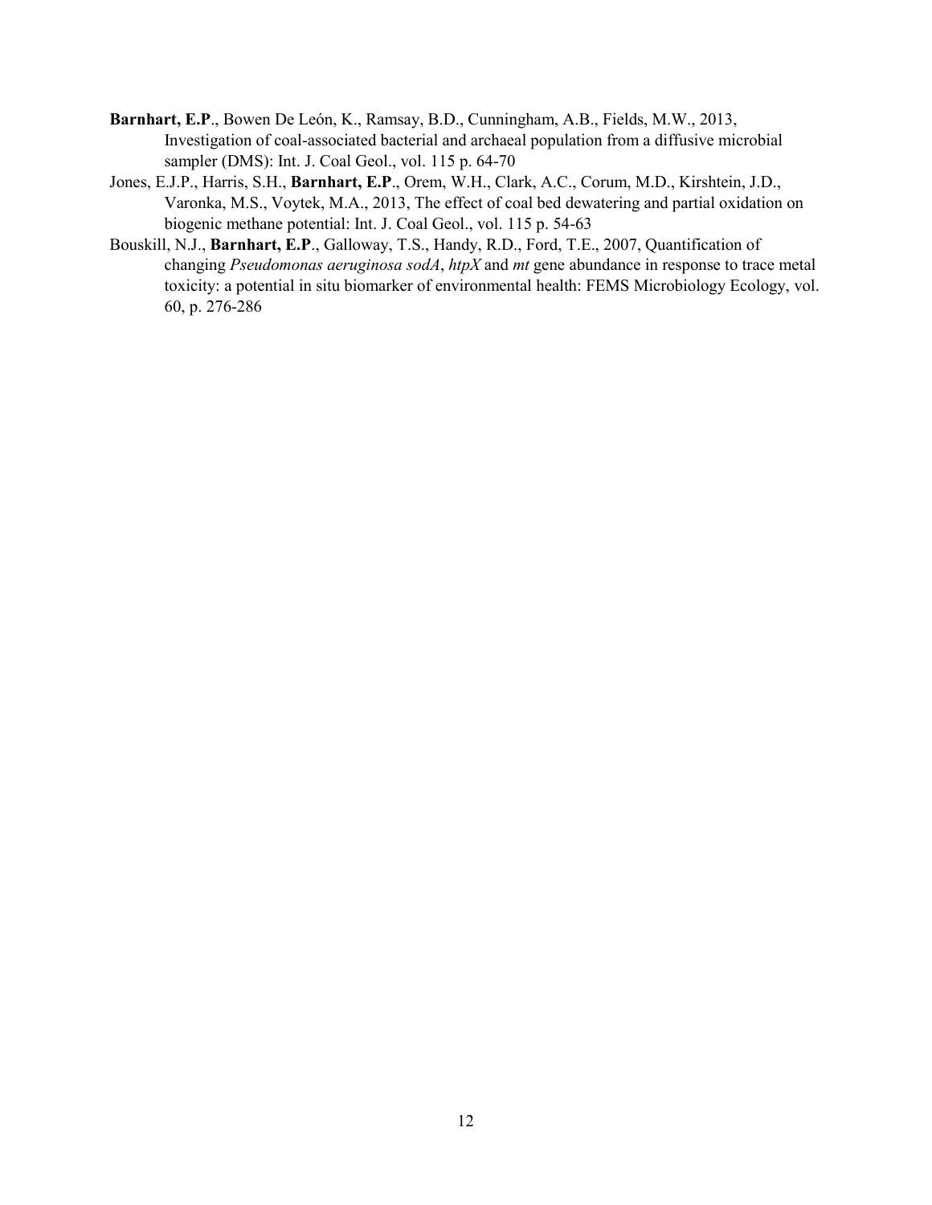**Barnhart, E.P**., Bowen De León, K., Ramsay, B.D., Cunningham, A.B., Fields, M.W., 2013, Investigation of coal-associated bacterial and archaeal population from a diffusive microbial sampler (DMS): Int. J. Coal Geol., vol. 115 p. 64-70

Jones, E.J.P., Harris, S.H., **Barnhart, E.P**., Orem, W.H., Clark, A.C., Corum, M.D., Kirshtein, J.D., Varonka, M.S., Voytek, M.A., 2013, The effect of coal bed dewatering and partial oxidation on biogenic methane potential: Int. J. Coal Geol., vol. 115 p. 54-63

Bouskill, N.J., **Barnhart, E.P**., Galloway, T.S., Handy, R.D., Ford, T.E., 2007, Quantification of changing *Pseudomonas aeruginosa sodA*, *htpX* and *mt* gene abundance in response to trace metal toxicity: a potential in situ biomarker of environmental health: FEMS Microbiology Ecology, vol. 60, p. 276-286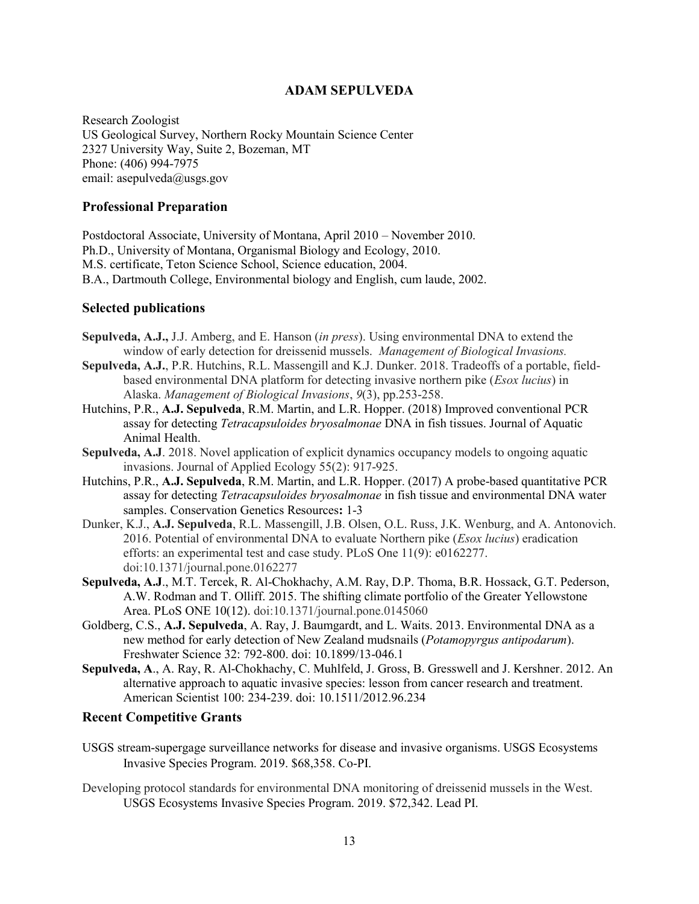# ADAM SEPULVEDA

Research Zoologist
US Geological Survey, Northern Rocky Mountain Science Center
2327 University Way, Suite 2, Bozeman, MT
Phone: (406) 994-7975
email: asepulveda@usgs.gov

## Professional Preparation

Postdoctoral Associate, University of Montana, April 2010 – November 2010.
Ph.D., University of Montana, Organismal Biology and Ecology, 2010.
M.S. certificate, Teton Science School, Science education, 2004.
B.A., Dartmouth College, Environmental biology and English, cum laude, 2002.

## Selected publications

**Sepulveda, A.J.,** J.J. Amberg, and E. Hanson (*in press*). Using environmental DNA to extend the window of early detection for dreissenid mussels. *Management of Biological Invasions.*

**Sepulveda, A.J.**, P.R. Hutchins, R.L. Massengill and K.J. Dunker. 2018. Tradeoffs of a portable, field-based environmental DNA platform for detecting invasive northern pike (*Esox lucius*) in Alaska. *Management of Biological Invasions*, *9*(3), pp.253-258.

Hutchins, P.R., **A.J. Sepulveda**, R.M. Martin, and L.R. Hopper. (2018) Improved conventional PCR assay for detecting *Tetracapsuloides bryosalmonae* DNA in fish tissues. Journal of Aquatic Animal Health.

**Sepulveda, A.J**. 2018. Novel application of explicit dynamics occupancy models to ongoing aquatic invasions. Journal of Applied Ecology 55(2): 917-925.

Hutchins, P.R., **A.J. Sepulveda**, R.M. Martin, and L.R. Hopper. (2017) A probe-based quantitative PCR assay for detecting *Tetracapsuloides bryosalmonae* in fish tissue and environmental DNA water samples. Conservation Genetics Resources**:** 1-3

Dunker, K.J., **A.J. Sepulveda**, R.L. Massengill, J.B. Olsen, O.L. Russ, J.K. Wenburg, and A. Antonovich. 2016. Potential of environmental DNA to evaluate Northern pike (*Esox lucius*) eradication efforts: an experimental test and case study. PLoS One 11(9): e0162277. doi:10.1371/journal.pone.0162277

**Sepulveda, A.J**., M.T. Tercek, R. Al-Chokhachy, A.M. Ray, D.P. Thoma, B.R. Hossack, G.T. Pederson, A.W. Rodman and T. Olliff. 2015. The shifting climate portfolio of the Greater Yellowstone Area. PLoS ONE 10(12). doi:10.1371/journal.pone.0145060

Goldberg, C.S., **A.J. Sepulveda**, A. Ray, J. Baumgardt, and L. Waits. 2013. Environmental DNA as a new method for early detection of New Zealand mudsnails (*Potamopyrgus antipodarum*). Freshwater Science 32: 792-800. doi: 10.1899/13-046.1

**Sepulveda, A**., A. Ray, R. Al-Chokhachy, C. Muhlfeld, J. Gross, B. Gresswell and J. Kershner. 2012. An alternative approach to aquatic invasive species: lesson from cancer research and treatment. American Scientist 100: 234-239. doi: 10.1511/2012.96.234

## Recent Competitive Grants

USGS stream-supergage surveillance networks for disease and invasive organisms. USGS Ecosystems Invasive Species Program. 2019. $68,358. Co-PI.

Developing protocol standards for environmental DNA monitoring of dreissenid mussels in the West. USGS Ecosystems Invasive Species Program. 2019. $72,342. Lead PI.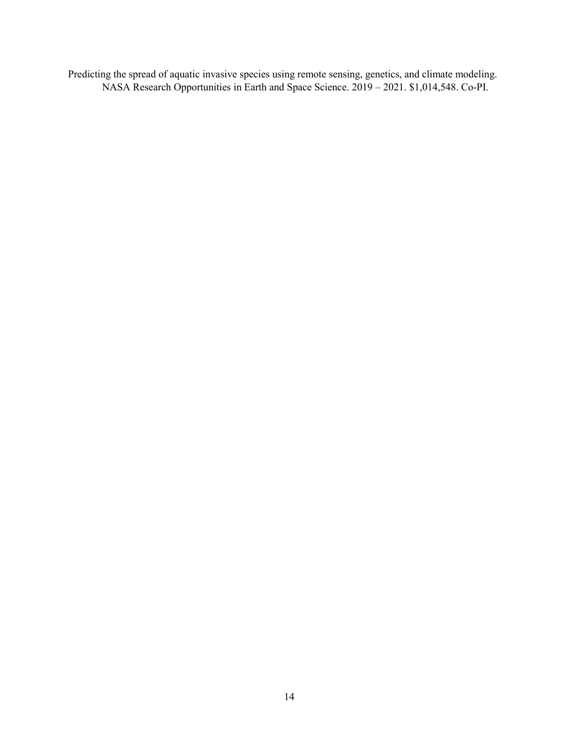Predicting the spread of aquatic invasive species using remote sensing, genetics, and climate modeling. NASA Research Opportunities in Earth and Space Science. 2019 – 2021. $1,014,548. Co-PI.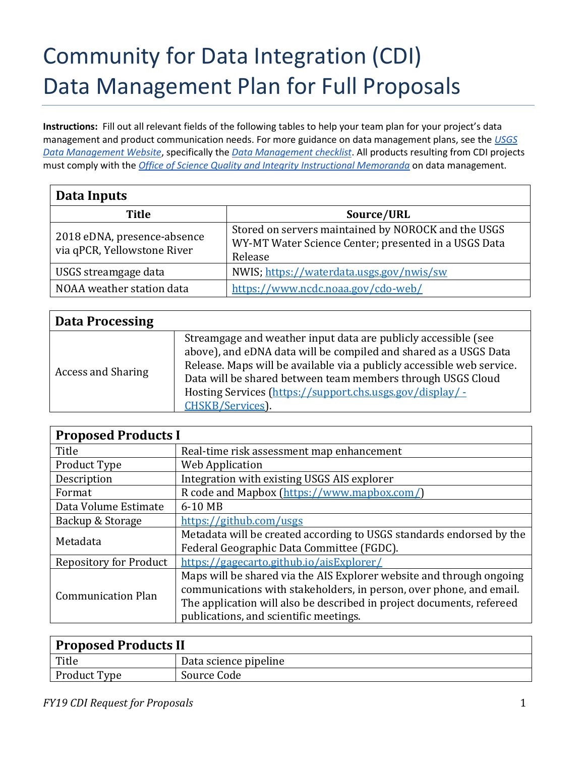# Community for Data Integration (CDI) Data Management Plan for Full Proposals

**Instructions:** Fill out all relevant fields of the following tables to help your team plan for your project's data management and product communication needs. For more guidance on data management plans, see the *USGS Data Management Website*, specifically the *Data Management checklist*. All products resulting from CDI projects must comply with the *Office of Science Quality and Integrity Instructional Memoranda* on data management.

| **Data Inputs** | |
|---|---|
| **Title** | **Source/URL** |
| 2018 eDNA, presence-absence via qPCR, Yellowstone River | Stored on servers maintained by NOROCK and the USGS WY-MT Water Science Center; presented in a USGS Data Release |
| USGS streamgage data | NWIS; https://waterdata.usgs.gov/nwis/sw |
| NOAA weather station data | https://www.ncdc.noaa.gov/cdo-web/ |

| **Data Processing** | |
|---|---|
| Access and Sharing | Streamgage and weather input data are publicly accessible (see above), and eDNA data will be compiled and shared as a USGS Data Release. Maps will be available via a publicly accessible web service. Data will be shared between team members through USGS Cloud Hosting Services (https://support.chs.usgs.gov/display/-CHSKB/Services). |

| **Proposed Products I** | |
|---|---|
| Title | Real-time risk assessment map enhancement |
| Product Type | Web Application |
| Description | Integration with existing USGS AIS explorer |
| Format | R code and Mapbox (https://www.mapbox.com/) |
| Data Volume Estimate | 6-10 MB |
| Backup & Storage | https://github.com/usgs |
| Metadata | Metadata will be created according to USGS standards endorsed by the Federal Geographic Data Committee (FGDC). |
| Repository for Product | https://gagecarto.github.io/aisExplorer/ |
| Communication Plan | Maps will be shared via the AIS Explorer website and through ongoing communications with stakeholders, in person, over phone, and email. The application will also be described in project documents, refereed publications, and scientific meetings. |

| **Proposed Products II** | |
|---|---|
| Title | Data science pipeline |
| Product Type | Source Code |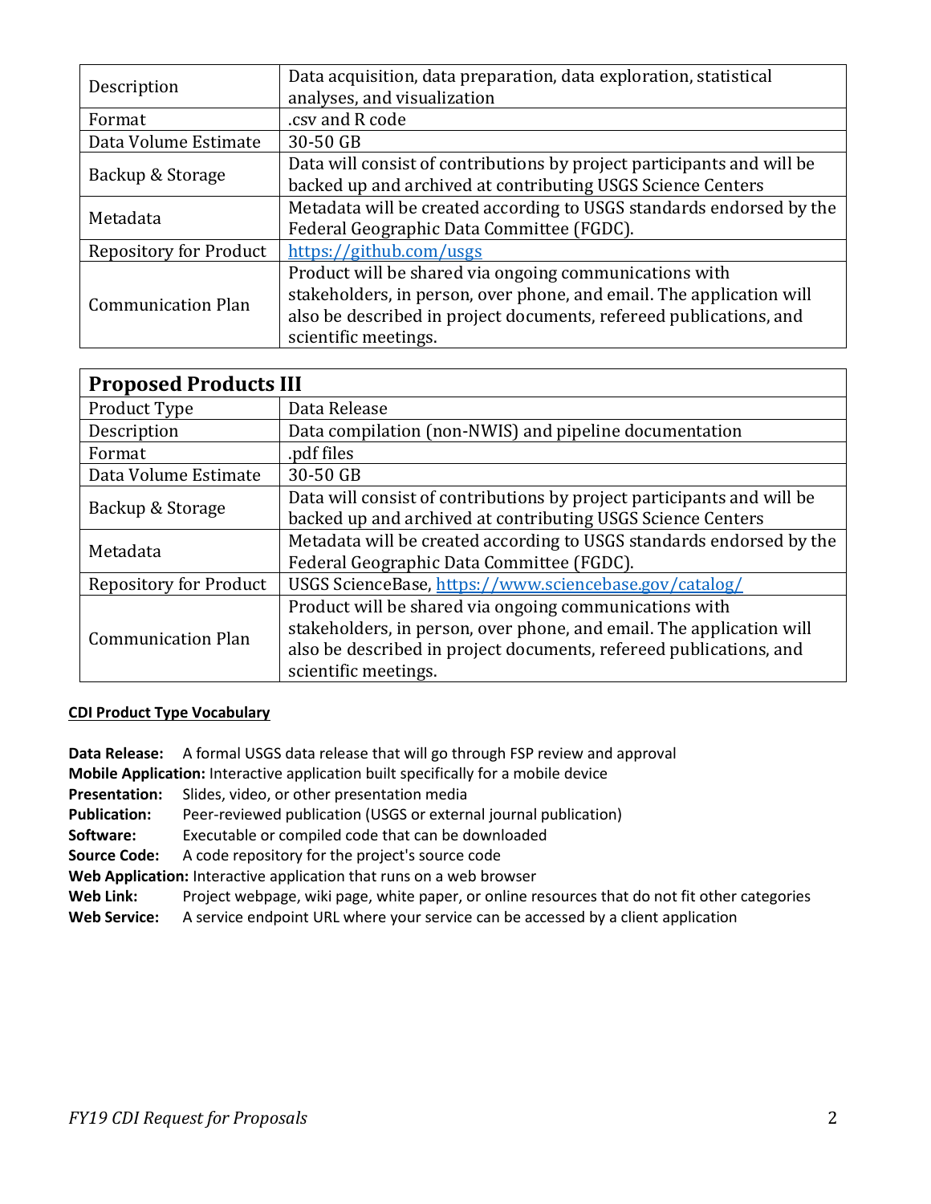| Description | Data acquisition, data preparation, data exploration, statistical analyses, and visualization |
|---|---|
| Format | .csv and R code |
| Data Volume Estimate | 30-50 GB |
| Backup & Storage | Data will consist of contributions by project participants and will be backed up and archived at contributing USGS Science Centers |
| Metadata | Metadata will be created according to USGS standards endorsed by the Federal Geographic Data Committee (FGDC). |
| Repository for Product | https://github.com/usgs |
| Communication Plan | Product will be shared via ongoing communications with stakeholders, in person, over phone, and email. The application will also be described in project documents, refereed publications, and scientific meetings. |

| **Proposed Products III** | |
|---|---|
| Product Type | Data Release |
| Description | Data compilation (non-NWIS) and pipeline documentation |
| Format | .pdf files |
| Data Volume Estimate | 30-50 GB |
| Backup & Storage | Data will consist of contributions by project participants and will be backed up and archived at contributing USGS Science Centers |
| Metadata | Metadata will be created according to USGS standards endorsed by the Federal Geographic Data Committee (FGDC). |
| Repository for Product | USGS ScienceBase, https://www.sciencebase.gov/catalog/ |
| Communication Plan | Product will be shared via ongoing communications with stakeholders, in person, over phone, and email. The application will also be described in project documents, refereed publications, and scientific meetings. |

**CDI Product Type Vocabulary**

**Data Release:** A formal USGS data release that will go through FSP review and approval
**Mobile Application:** Interactive application built specifically for a mobile device
**Presentation:** Slides, video, or other presentation media
**Publication:** Peer-reviewed publication (USGS or external journal publication)
**Software:** Executable or compiled code that can be downloaded
**Source Code:** A code repository for the project's source code
**Web Application:** Interactive application that runs on a web browser
**Web Link:** Project webpage, wiki page, white paper, or online resources that do not fit other categories
**Web Service:** A service endpoint URL where your service can be accessed by a client application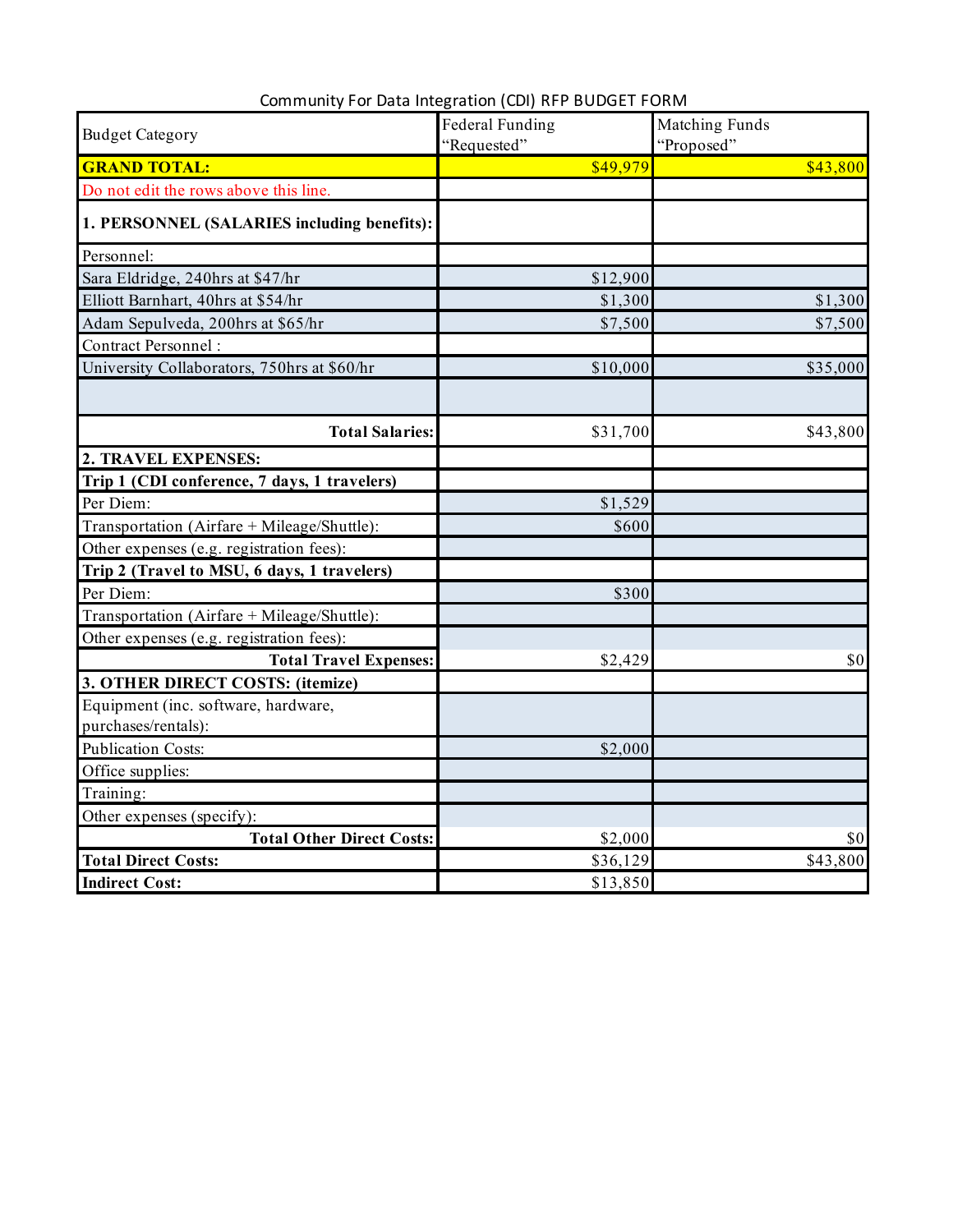Community For Data Integration (CDI) RFP BUDGET FORM

| Budget Category | Federal Funding "Requested" | Matching Funds "Proposed" |
|---|---|---|
| **GRAND TOTAL:** | $49,979 | $43,800 |
| Do not edit the rows above this line. | | |
| **1. PERSONNEL (SALARIES including benefits):** | | |
| Personnel: | | |
| Sara Eldridge, 240hrs at $47/hr | $12,900 | |
| Elliott Barnhart, 40hrs at $54/hr | $1,300 | $1,300 |
| Adam Sepulveda, 200hrs at $65/hr | $7,500 | $7,500 |
| Contract Personnel : | | |
| University Collaborators, 750hrs at $60/hr | $10,000 | $35,000 |
| | | |
| **Total Salaries:** | $31,700 | $43,800 |
| **2. TRAVEL EXPENSES:** | | |
| **Trip 1 (CDI conference, 7 days, 1 travelers)** | | |
| Per Diem: | $1,529 | |
| Transportation (Airfare + Mileage/Shuttle): | $600 | |
| Other expenses (e.g. registration fees): | | |
| **Trip 2 (Travel to MSU, 6 days, 1 travelers)** | | |
| Per Diem: | $300 | |
| Transportation (Airfare + Mileage/Shuttle): | | |
| Other expenses (e.g. registration fees): | | |
| **Total Travel Expenses:** | $2,429 | $0 |
| **3. OTHER DIRECT COSTS: (itemize)** | | |
| Equipment (inc. software, hardware, purchases/rentals): | | |
| Publication Costs: | $2,000 | |
| Office supplies: | | |
| Training: | | |
| Other expenses (specify): | | |
| **Total Other Direct Costs:** | $2,000 | $0 |
| **Total Direct Costs:** | $36,129 | $43,800 |
| **Indirect Cost:** | $13,850 | |